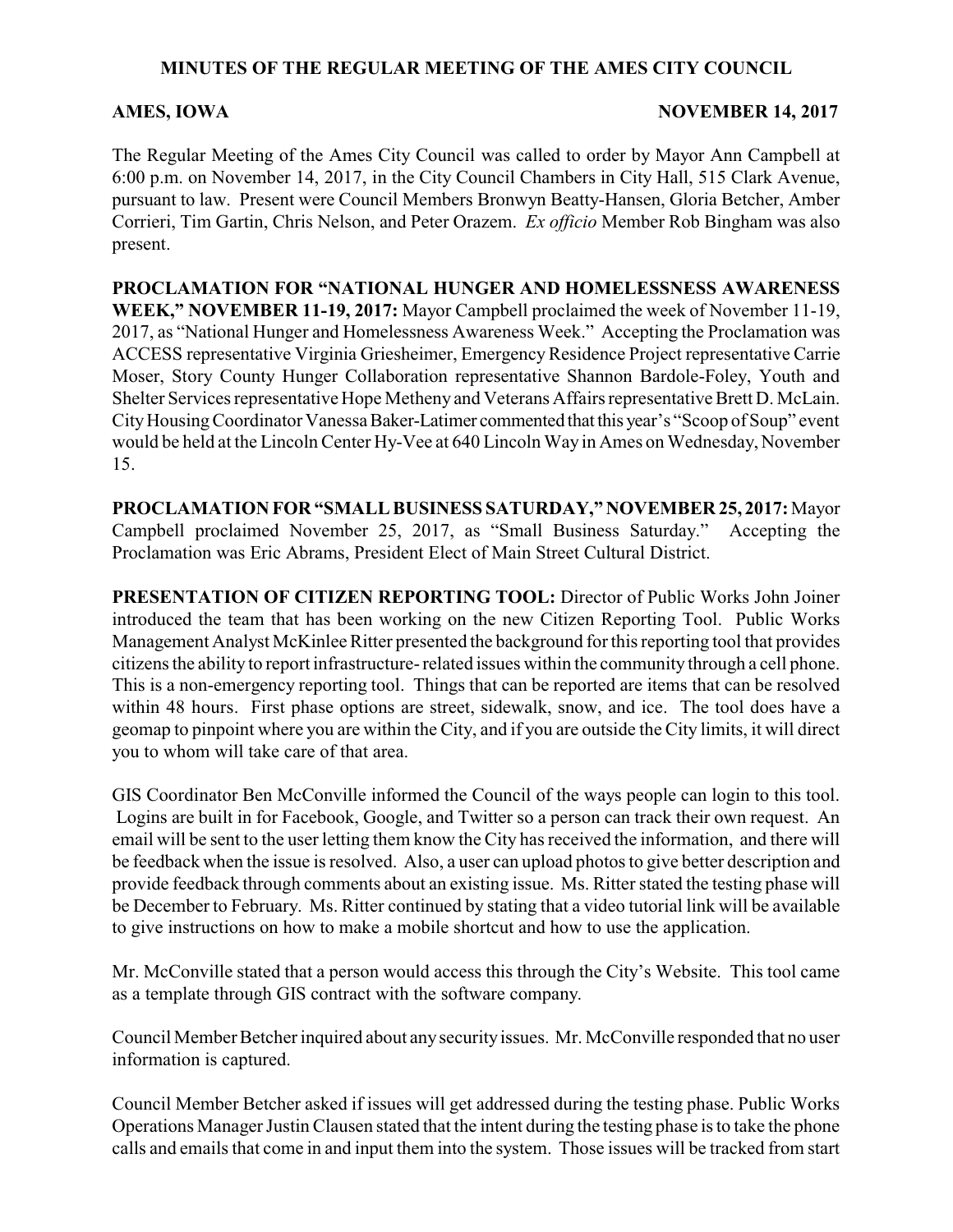# MINUTES OF THE REGULAR MEETING OF THE AMES CITY COUNCIL

**AMES, IOWA** **NOVEMBER 14, 2017**

The Regular Meeting of the Ames City Council was called to order by Mayor Ann Campbell at 6:00 p.m. on November 14, 2017, in the City Council Chambers in City Hall, 515 Clark Avenue, pursuant to law. Present were Council Members Bronwyn Beatty-Hansen, Gloria Betcher, Amber Corrieri, Tim Gartin, Chris Nelson, and Peter Orazem. *Ex officio* Member Rob Bingham was also present.

**PROCLAMATION FOR "NATIONAL HUNGER AND HOMELESSNESS AWARENESS WEEK," NOVEMBER 11-19, 2017:** Mayor Campbell proclaimed the week of November 11-19, 2017, as "National Hunger and Homelessness Awareness Week." Accepting the Proclamation was ACCESS representative Virginia Griesheimer, Emergency Residence Project representative Carrie Moser, Story County Hunger Collaboration representative Shannon Bardole-Foley, Youth and Shelter Services representative Hope Metheny and Veterans Affairs representative Brett D. McLain. City Housing Coordinator Vanessa Baker-Latimer commented that this year's "Scoop of Soup" event would be held at the Lincoln Center Hy-Vee at 640 Lincoln Way in Ames on Wednesday, November 15.

**PROCLAMATION FOR "SMALL BUSINESS SATURDAY," NOVEMBER 25, 2017:** Mayor Campbell proclaimed November 25, 2017, as "Small Business Saturday." Accepting the Proclamation was Eric Abrams, President Elect of Main Street Cultural District.

**PRESENTATION OF CITIZEN REPORTING TOOL:** Director of Public Works John Joiner introduced the team that has been working on the new Citizen Reporting Tool. Public Works Management Analyst McKinlee Ritter presented the background for this reporting tool that provides citizens the ability to report infrastructure- related issues within the community through a cell phone. This is a non-emergency reporting tool. Things that can be reported are items that can be resolved within 48 hours. First phase options are street, sidewalk, snow, and ice. The tool does have a geomap to pinpoint where you are within the City, and if you are outside the City limits, it will direct you to whom will take care of that area.

GIS Coordinator Ben McConville informed the Council of the ways people can login to this tool. Logins are built in for Facebook, Google, and Twitter so a person can track their own request. An email will be sent to the user letting them know the City has received the information, and there will be feedback when the issue is resolved. Also, a user can upload photos to give better description and provide feedback through comments about an existing issue. Ms. Ritter stated the testing phase will be December to February. Ms. Ritter continued by stating that a video tutorial link will be available to give instructions on how to make a mobile shortcut and how to use the application.

Mr. McConville stated that a person would access this through the City's Website. This tool came as a template through GIS contract with the software company.

Council Member Betcher inquired about any security issues. Mr. McConville responded that no user information is captured.

Council Member Betcher asked if issues will get addressed during the testing phase. Public Works Operations Manager Justin Clausen stated that the intent during the testing phase is to take the phone calls and emails that come in and input them into the system. Those issues will be tracked from start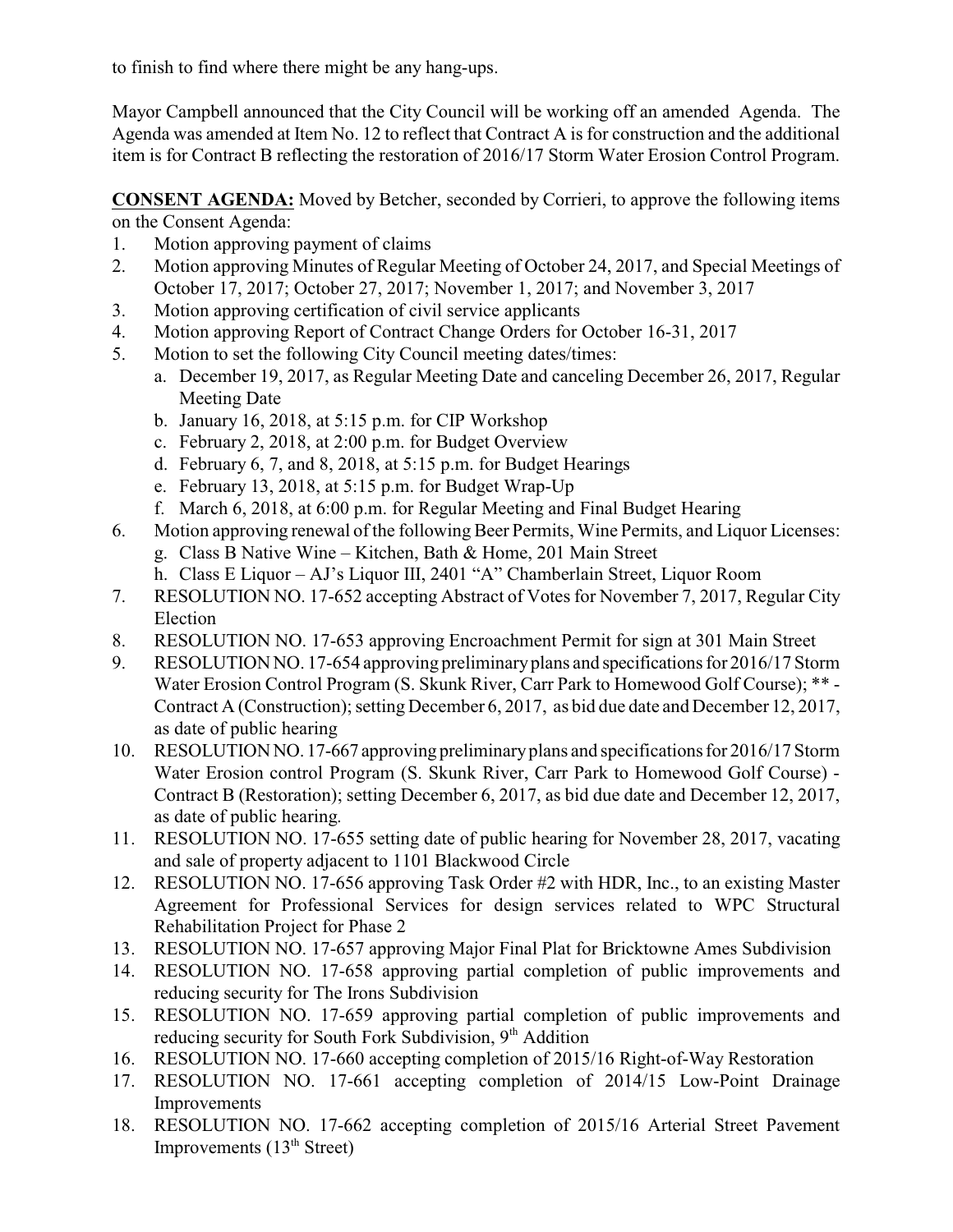to finish to find where there might be any hang-ups.

Mayor Campbell announced that the City Council will be working off an amended Agenda. The Agenda was amended at Item No. 12 to reflect that Contract A is for construction and the additional item is for Contract B reflecting the restoration of 2016/17 Storm Water Erosion Control Program.

**CONSENT AGENDA:** Moved by Betcher, seconded by Corrieri, to approve the following items on the Consent Agenda:

1. Motion approving payment of claims
2. Motion approving Minutes of Regular Meeting of October 24, 2017, and Special Meetings of October 17, 2017; October 27, 2017; November 1, 2017; and November 3, 2017
3. Motion approving certification of civil service applicants
4. Motion approving Report of Contract Change Orders for October 16-31, 2017
5. Motion to set the following City Council meeting dates/times:
   a. December 19, 2017, as Regular Meeting Date and canceling December 26, 2017, Regular Meeting Date
   b. January 16, 2018, at 5:15 p.m. for CIP Workshop
   c. February 2, 2018, at 2:00 p.m. for Budget Overview
   d. February 6, 7, and 8, 2018, at 5:15 p.m. for Budget Hearings
   e. February 13, 2018, at 5:15 p.m. for Budget Wrap-Up
   f. March 6, 2018, at 6:00 p.m. for Regular Meeting and Final Budget Hearing
6. Motion approving renewal of the following Beer Permits, Wine Permits, and Liquor Licenses:
   g. Class B Native Wine – Kitchen, Bath & Home, 201 Main Street
   h. Class E Liquor – AJ's Liquor III, 2401 "A" Chamberlain Street, Liquor Room
7. RESOLUTION NO. 17-652 accepting Abstract of Votes for November 7, 2017, Regular City Election
8. RESOLUTION NO. 17-653 approving Encroachment Permit for sign at 301 Main Street
9. RESOLUTION NO. 17-654 approving preliminary plans and specifications for 2016/17 Storm Water Erosion Control Program (S. Skunk River, Carr Park to Homewood Golf Course); ** - Contract A (Construction); setting December 6, 2017, as bid due date and December 12, 2017, as date of public hearing
10. RESOLUTION NO. 17-667 approving preliminary plans and specifications for 2016/17 Storm Water Erosion control Program (S. Skunk River, Carr Park to Homewood Golf Course) - Contract B (Restoration); setting December 6, 2017, as bid due date and December 12, 2017, as date of public hearing.
11. RESOLUTION NO. 17-655 setting date of public hearing for November 28, 2017, vacating and sale of property adjacent to 1101 Blackwood Circle
12. RESOLUTION NO. 17-656 approving Task Order #2 with HDR, Inc., to an existing Master Agreement for Professional Services for design services related to WPC Structural Rehabilitation Project for Phase 2
13. RESOLUTION NO. 17-657 approving Major Final Plat for Bricktowne Ames Subdivision
14. RESOLUTION NO. 17-658 approving partial completion of public improvements and reducing security for The Irons Subdivision
15. RESOLUTION NO. 17-659 approving partial completion of public improvements and reducing security for South Fork Subdivision, 9th Addition
16. RESOLUTION NO. 17-660 accepting completion of 2015/16 Right-of-Way Restoration
17. RESOLUTION NO. 17-661 accepting completion of 2014/15 Low-Point Drainage Improvements
18. RESOLUTION NO. 17-662 accepting completion of 2015/16 Arterial Street Pavement Improvements (13th Street)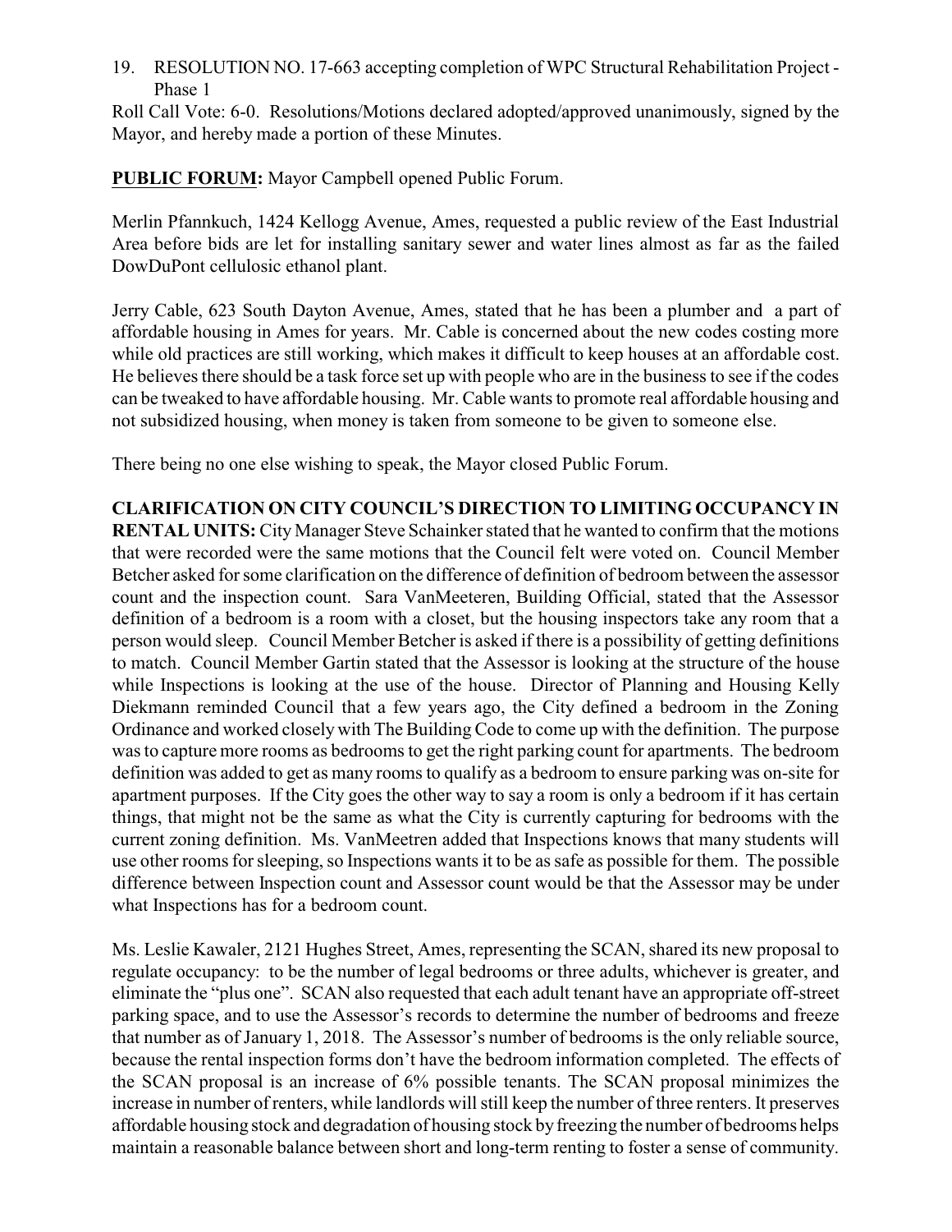19. RESOLUTION NO. 17-663 accepting completion of WPC Structural Rehabilitation Project - Phase 1

Roll Call Vote: 6-0. Resolutions/Motions declared adopted/approved unanimously, signed by the Mayor, and hereby made a portion of these Minutes.

**PUBLIC FORUM:** Mayor Campbell opened Public Forum.

Merlin Pfannkuch, 1424 Kellogg Avenue, Ames, requested a public review of the East Industrial Area before bids are let for installing sanitary sewer and water lines almost as far as the failed DowDuPont cellulosic ethanol plant.

Jerry Cable, 623 South Dayton Avenue, Ames, stated that he has been a plumber and a part of affordable housing in Ames for years. Mr. Cable is concerned about the new codes costing more while old practices are still working, which makes it difficult to keep houses at an affordable cost. He believes there should be a task force set up with people who are in the business to see if the codes can be tweaked to have affordable housing. Mr. Cable wants to promote real affordable housing and not subsidized housing, when money is taken from someone to be given to someone else.

There being no one else wishing to speak, the Mayor closed Public Forum.

**CLARIFICATION ON CITY COUNCIL'S DIRECTION TO LIMITING OCCUPANCY IN RENTAL UNITS:** City Manager Steve Schainker stated that he wanted to confirm that the motions that were recorded were the same motions that the Council felt were voted on. Council Member Betcher asked for some clarification on the difference of definition of bedroom between the assessor count and the inspection count. Sara VanMeeteren, Building Official, stated that the Assessor definition of a bedroom is a room with a closet, but the housing inspectors take any room that a person would sleep. Council Member Betcher is asked if there is a possibility of getting definitions to match. Council Member Gartin stated that the Assessor is looking at the structure of the house while Inspections is looking at the use of the house. Director of Planning and Housing Kelly Diekmann reminded Council that a few years ago, the City defined a bedroom in the Zoning Ordinance and worked closely with The Building Code to come up with the definition. The purpose was to capture more rooms as bedrooms to get the right parking count for apartments. The bedroom definition was added to get as many rooms to qualify as a bedroom to ensure parking was on-site for apartment purposes. If the City goes the other way to say a room is only a bedroom if it has certain things, that might not be the same as what the City is currently capturing for bedrooms with the current zoning definition. Ms. VanMeetren added that Inspections knows that many students will use other rooms for sleeping, so Inspections wants it to be as safe as possible for them. The possible difference between Inspection count and Assessor count would be that the Assessor may be under what Inspections has for a bedroom count.

Ms. Leslie Kawaler, 2121 Hughes Street, Ames, representing the SCAN, shared its new proposal to regulate occupancy: to be the number of legal bedrooms or three adults, whichever is greater, and eliminate the "plus one". SCAN also requested that each adult tenant have an appropriate off-street parking space, and to use the Assessor's records to determine the number of bedrooms and freeze that number as of January 1, 2018. The Assessor's number of bedrooms is the only reliable source, because the rental inspection forms don't have the bedroom information completed. The effects of the SCAN proposal is an increase of 6% possible tenants. The SCAN proposal minimizes the increase in number of renters, while landlords will still keep the number of three renters. It preserves affordable housing stock and degradation of housing stock by freezing the number of bedrooms helps maintain a reasonable balance between short and long-term renting to foster a sense of community.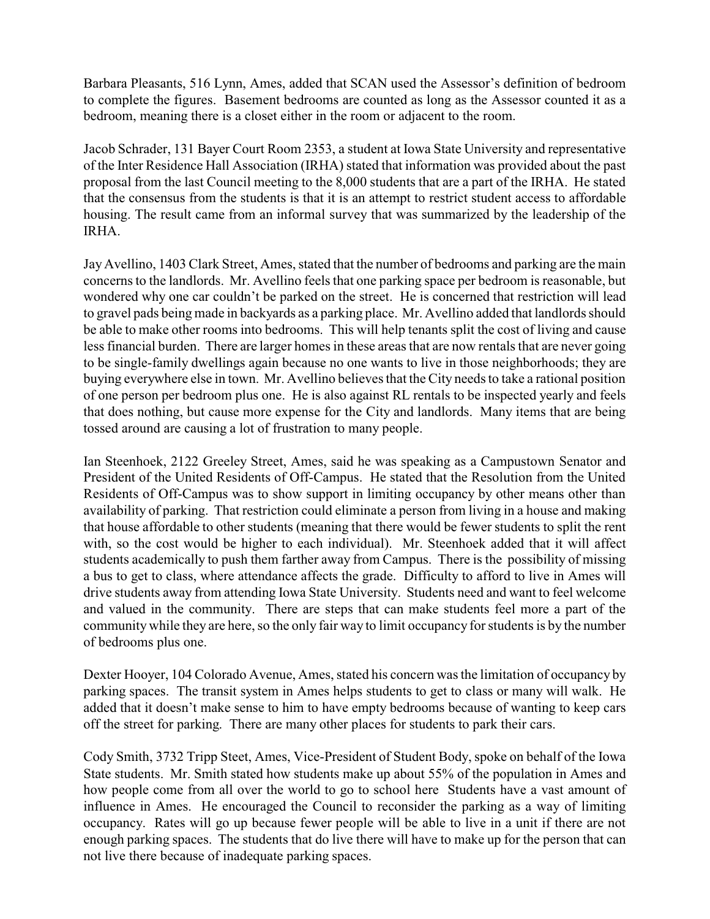Barbara Pleasants, 516 Lynn, Ames, added that SCAN used the Assessor's definition of bedroom to complete the figures. Basement bedrooms are counted as long as the Assessor counted it as a bedroom, meaning there is a closet either in the room or adjacent to the room.

Jacob Schrader, 131 Bayer Court Room 2353, a student at Iowa State University and representative of the Inter Residence Hall Association (IRHA) stated that information was provided about the past proposal from the last Council meeting to the 8,000 students that are a part of the IRHA. He stated that the consensus from the students is that it is an attempt to restrict student access to affordable housing. The result came from an informal survey that was summarized by the leadership of the IRHA.

Jay Avellino, 1403 Clark Street, Ames, stated that the number of bedrooms and parking are the main concerns to the landlords. Mr. Avellino feels that one parking space per bedroom is reasonable, but wondered why one car couldn't be parked on the street. He is concerned that restriction will lead to gravel pads being made in backyards as a parking place. Mr. Avellino added that landlords should be able to make other rooms into bedrooms. This will help tenants split the cost of living and cause less financial burden. There are larger homes in these areas that are now rentals that are never going to be single-family dwellings again because no one wants to live in those neighborhoods; they are buying everywhere else in town. Mr. Avellino believes that the City needs to take a rational position of one person per bedroom plus one. He is also against RL rentals to be inspected yearly and feels that does nothing, but cause more expense for the City and landlords. Many items that are being tossed around are causing a lot of frustration to many people.

Ian Steenhoek, 2122 Greeley Street, Ames, said he was speaking as a Campustown Senator and President of the United Residents of Off-Campus. He stated that the Resolution from the United Residents of Off-Campus was to show support in limiting occupancy by other means other than availability of parking. That restriction could eliminate a person from living in a house and making that house affordable to other students (meaning that there would be fewer students to split the rent with, so the cost would be higher to each individual). Mr. Steenhoek added that it will affect students academically to push them farther away from Campus. There is the possibility of missing a bus to get to class, where attendance affects the grade. Difficulty to afford to live in Ames will drive students away from attending Iowa State University. Students need and want to feel welcome and valued in the community. There are steps that can make students feel more a part of the community while they are here, so the only fair way to limit occupancy for students is by the number of bedrooms plus one.

Dexter Hooyer, 104 Colorado Avenue, Ames, stated his concern was the limitation of occupancy by parking spaces. The transit system in Ames helps students to get to class or many will walk. He added that it doesn't make sense to him to have empty bedrooms because of wanting to keep cars off the street for parking. There are many other places for students to park their cars.

Cody Smith, 3732 Tripp Steet, Ames, Vice-President of Student Body, spoke on behalf of the Iowa State students. Mr. Smith stated how students make up about 55% of the population in Ames and how people come from all over the world to go to school here Students have a vast amount of influence in Ames. He encouraged the Council to reconsider the parking as a way of limiting occupancy. Rates will go up because fewer people will be able to live in a unit if there are not enough parking spaces. The students that do live there will have to make up for the person that can not live there because of inadequate parking spaces.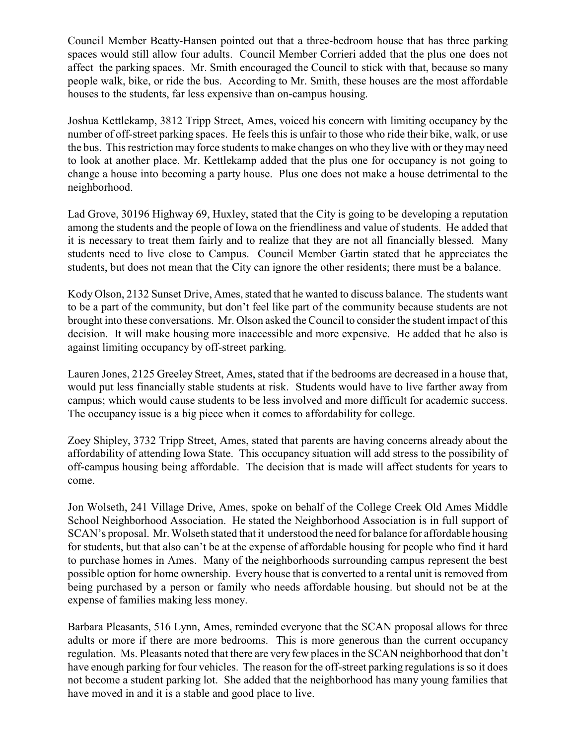Council Member Beatty-Hansen pointed out that a three-bedroom house that has three parking spaces would still allow four adults. Council Member Corrieri added that the plus one does not affect the parking spaces. Mr. Smith encouraged the Council to stick with that, because so many people walk, bike, or ride the bus. According to Mr. Smith, these houses are the most affordable houses to the students, far less expensive than on-campus housing.

Joshua Kettlekamp, 3812 Tripp Street, Ames, voiced his concern with limiting occupancy by the number of off-street parking spaces. He feels this is unfair to those who ride their bike, walk, or use the bus. This restriction may force students to make changes on who they live with or they may need to look at another place. Mr. Kettlekamp added that the plus one for occupancy is not going to change a house into becoming a party house. Plus one does not make a house detrimental to the neighborhood.

Lad Grove, 30196 Highway 69, Huxley, stated that the City is going to be developing a reputation among the students and the people of Iowa on the friendliness and value of students. He added that it is necessary to treat them fairly and to realize that they are not all financially blessed. Many students need to live close to Campus. Council Member Gartin stated that he appreciates the students, but does not mean that the City can ignore the other residents; there must be a balance.

Kody Olson, 2132 Sunset Drive, Ames, stated that he wanted to discuss balance. The students want to be a part of the community, but don't feel like part of the community because students are not brought into these conversations. Mr. Olson asked the Council to consider the student impact of this decision. It will make housing more inaccessible and more expensive. He added that he also is against limiting occupancy by off-street parking.

Lauren Jones, 2125 Greeley Street, Ames, stated that if the bedrooms are decreased in a house that, would put less financially stable students at risk. Students would have to live farther away from campus; which would cause students to be less involved and more difficult for academic success. The occupancy issue is a big piece when it comes to affordability for college.

Zoey Shipley, 3732 Tripp Street, Ames, stated that parents are having concerns already about the affordability of attending Iowa State. This occupancy situation will add stress to the possibility of off-campus housing being affordable. The decision that is made will affect students for years to come.

Jon Wolseth, 241 Village Drive, Ames, spoke on behalf of the College Creek Old Ames Middle School Neighborhood Association. He stated the Neighborhood Association is in full support of SCAN's proposal. Mr. Wolseth stated that it understood the need for balance for affordable housing for students, but that also can't be at the expense of affordable housing for people who find it hard to purchase homes in Ames. Many of the neighborhoods surrounding campus represent the best possible option for home ownership. Every house that is converted to a rental unit is removed from being purchased by a person or family who needs affordable housing. but should not be at the expense of families making less money.

Barbara Pleasants, 516 Lynn, Ames, reminded everyone that the SCAN proposal allows for three adults or more if there are more bedrooms. This is more generous than the current occupancy regulation. Ms. Pleasants noted that there are very few places in the SCAN neighborhood that don't have enough parking for four vehicles. The reason for the off-street parking regulations is so it does not become a student parking lot. She added that the neighborhood has many young families that have moved in and it is a stable and good place to live.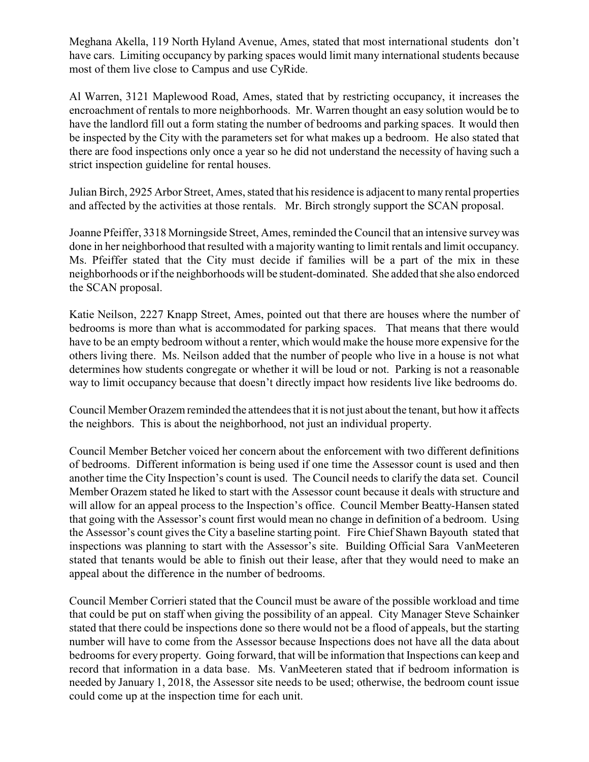Meghana Akella, 119 North Hyland Avenue, Ames, stated that most international students don't have cars. Limiting occupancy by parking spaces would limit many international students because most of them live close to Campus and use CyRide.

Al Warren, 3121 Maplewood Road, Ames, stated that by restricting occupancy, it increases the encroachment of rentals to more neighborhoods. Mr. Warren thought an easy solution would be to have the landlord fill out a form stating the number of bedrooms and parking spaces. It would then be inspected by the City with the parameters set for what makes up a bedroom. He also stated that there are food inspections only once a year so he did not understand the necessity of having such a strict inspection guideline for rental houses.

Julian Birch, 2925 Arbor Street, Ames, stated that his residence is adjacent to many rental properties and affected by the activities at those rentals. Mr. Birch strongly support the SCAN proposal.

Joanne Pfeiffer, 3318 Morningside Street, Ames, reminded the Council that an intensive survey was done in her neighborhood that resulted with a majority wanting to limit rentals and limit occupancy. Ms. Pfeiffer stated that the City must decide if families will be a part of the mix in these neighborhoods or if the neighborhoods will be student-dominated. She added that she also endorced the SCAN proposal.

Katie Neilson, 2227 Knapp Street, Ames, pointed out that there are houses where the number of bedrooms is more than what is accommodated for parking spaces. That means that there would have to be an empty bedroom without a renter, which would make the house more expensive for the others living there. Ms. Neilson added that the number of people who live in a house is not what determines how students congregate or whether it will be loud or not. Parking is not a reasonable way to limit occupancy because that doesn't directly impact how residents live like bedrooms do.

Council Member Orazem reminded the attendees that it is not just about the tenant, but how it affects the neighbors. This is about the neighborhood, not just an individual property.

Council Member Betcher voiced her concern about the enforcement with two different definitions of bedrooms. Different information is being used if one time the Assessor count is used and then another time the City Inspection's count is used. The Council needs to clarify the data set. Council Member Orazem stated he liked to start with the Assessor count because it deals with structure and will allow for an appeal process to the Inspection's office. Council Member Beatty-Hansen stated that going with the Assessor's count first would mean no change in definition of a bedroom. Using the Assessor's count gives the City a baseline starting point. Fire Chief Shawn Bayouth stated that inspections was planning to start with the Assessor's site. Building Official Sara VanMeeteren stated that tenants would be able to finish out their lease, after that they would need to make an appeal about the difference in the number of bedrooms.

Council Member Corrieri stated that the Council must be aware of the possible workload and time that could be put on staff when giving the possibility of an appeal. City Manager Steve Schainker stated that there could be inspections done so there would not be a flood of appeals, but the starting number will have to come from the Assessor because Inspections does not have all the data about bedrooms for every property. Going forward, that will be information that Inspections can keep and record that information in a data base. Ms. VanMeeteren stated that if bedroom information is needed by January 1, 2018, the Assessor site needs to be used; otherwise, the bedroom count issue could come up at the inspection time for each unit.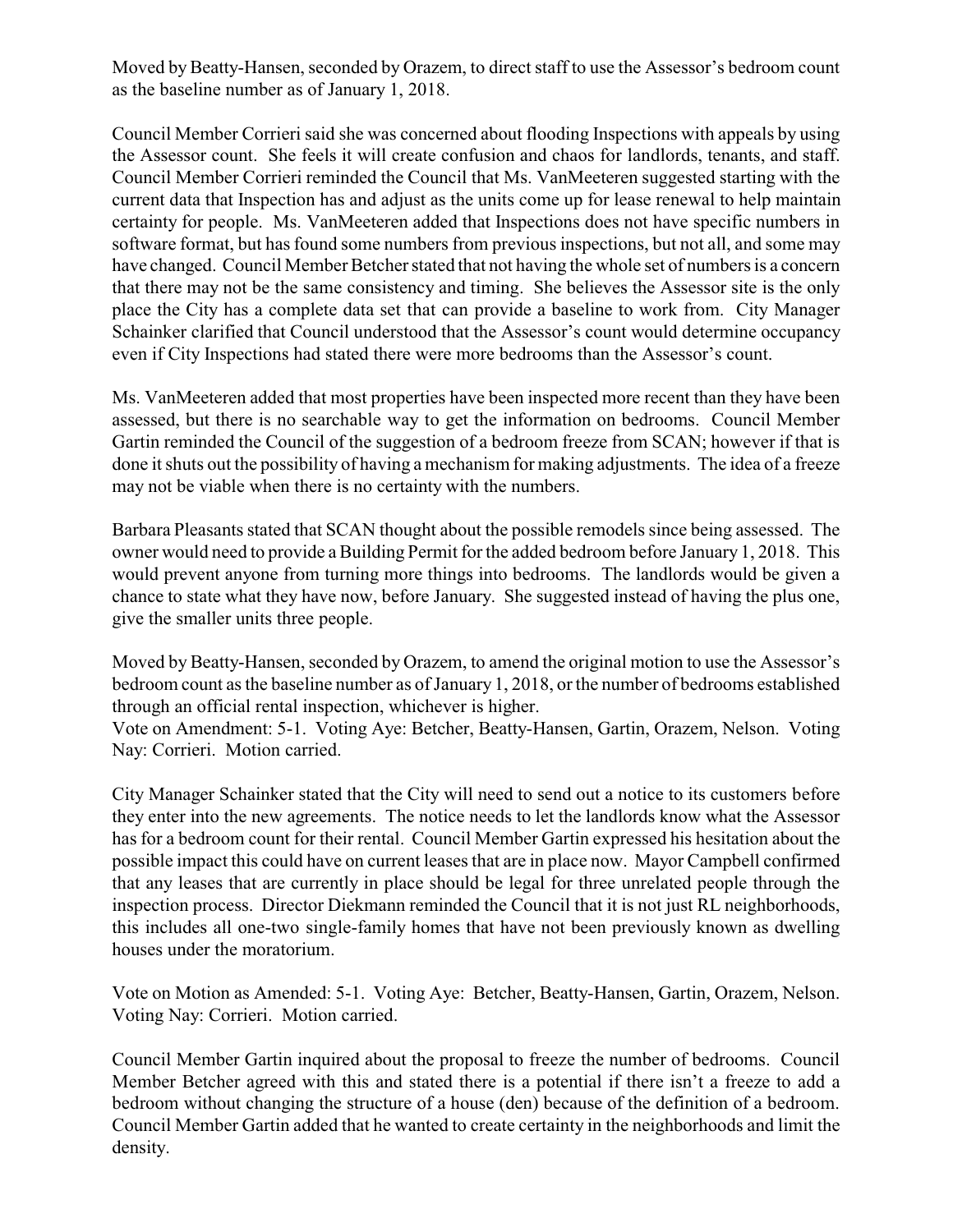Moved by Beatty-Hansen, seconded by Orazem, to direct staff to use the Assessor's bedroom count as the baseline number as of January 1, 2018.

Council Member Corrieri said she was concerned about flooding Inspections with appeals by using the Assessor count. She feels it will create confusion and chaos for landlords, tenants, and staff. Council Member Corrieri reminded the Council that Ms. VanMeeteren suggested starting with the current data that Inspection has and adjust as the units come up for lease renewal to help maintain certainty for people. Ms. VanMeeteren added that Inspections does not have specific numbers in software format, but has found some numbers from previous inspections, but not all, and some may have changed. Council Member Betcher stated that not having the whole set of numbers is a concern that there may not be the same consistency and timing. She believes the Assessor site is the only place the City has a complete data set that can provide a baseline to work from. City Manager Schainker clarified that Council understood that the Assessor's count would determine occupancy even if City Inspections had stated there were more bedrooms than the Assessor's count.

Ms. VanMeeteren added that most properties have been inspected more recent than they have been assessed, but there is no searchable way to get the information on bedrooms. Council Member Gartin reminded the Council of the suggestion of a bedroom freeze from SCAN; however if that is done it shuts out the possibility of having a mechanism for making adjustments. The idea of a freeze may not be viable when there is no certainty with the numbers.

Barbara Pleasants stated that SCAN thought about the possible remodels since being assessed. The owner would need to provide a Building Permit for the added bedroom before January 1, 2018. This would prevent anyone from turning more things into bedrooms. The landlords would be given a chance to state what they have now, before January. She suggested instead of having the plus one, give the smaller units three people.

Moved by Beatty-Hansen, seconded by Orazem, to amend the original motion to use the Assessor's bedroom count as the baseline number as of January 1, 2018, or the number of bedrooms established through an official rental inspection, whichever is higher.
Vote on Amendment: 5-1. Voting Aye: Betcher, Beatty-Hansen, Gartin, Orazem, Nelson. Voting Nay: Corrieri. Motion carried.

City Manager Schainker stated that the City will need to send out a notice to its customers before they enter into the new agreements. The notice needs to let the landlords know what the Assessor has for a bedroom count for their rental. Council Member Gartin expressed his hesitation about the possible impact this could have on current leases that are in place now. Mayor Campbell confirmed that any leases that are currently in place should be legal for three unrelated people through the inspection process. Director Diekmann reminded the Council that it is not just RL neighborhoods, this includes all one-two single-family homes that have not been previously known as dwelling houses under the moratorium.

Vote on Motion as Amended: 5-1. Voting Aye: Betcher, Beatty-Hansen, Gartin, Orazem, Nelson. Voting Nay: Corrieri. Motion carried.

Council Member Gartin inquired about the proposal to freeze the number of bedrooms. Council Member Betcher agreed with this and stated there is a potential if there isn't a freeze to add a bedroom without changing the structure of a house (den) because of the definition of a bedroom. Council Member Gartin added that he wanted to create certainty in the neighborhoods and limit the density.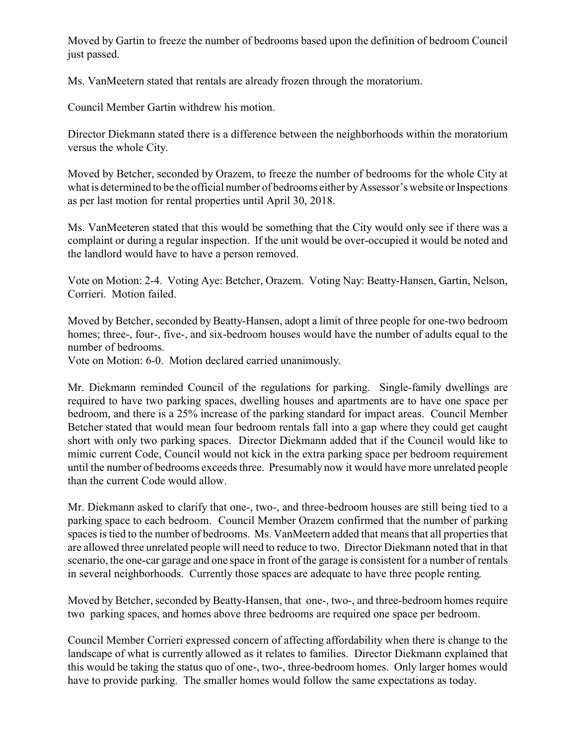Moved by Gartin to freeze the number of bedrooms based upon the definition of bedroom Council just passed.

Ms. VanMeetern stated that rentals are already frozen through the moratorium.

Council Member Gartin withdrew his motion.

Director Diekmann stated there is a difference between the neighborhoods within the moratorium versus the whole City.

Moved by Betcher, seconded by Orazem, to freeze the number of bedrooms for the whole City at what is determined to be the official number of bedrooms either by Assessor's website or Inspections as per last motion for rental properties until April 30, 2018.

Ms. VanMeeteren stated that this would be something that the City would only see if there was a complaint or during a regular inspection. If the unit would be over-occupied it would be noted and the landlord would have to have a person removed.

Vote on Motion: 2-4. Voting Aye: Betcher, Orazem. Voting Nay: Beatty-Hansen, Gartin, Nelson, Corrieri. Motion failed.

Moved by Betcher, seconded by Beatty-Hansen, adopt a limit of three people for one-two bedroom homes; three-, four-, five-, and six-bedroom houses would have the number of adults equal to the number of bedrooms.
Vote on Motion: 6-0. Motion declared carried unanimously.

Mr. Diekmann reminded Council of the regulations for parking. Single-family dwellings are required to have two parking spaces, dwelling houses and apartments are to have one space per bedroom, and there is a 25% increase of the parking standard for impact areas. Council Member Betcher stated that would mean four bedroom rentals fall into a gap where they could get caught short with only two parking spaces. Director Diekmann added that if the Council would like to mimic current Code, Council would not kick in the extra parking space per bedroom requirement until the number of bedrooms exceeds three. Presumably now it would have more unrelated people than the current Code would allow.

Mr. Diekmann asked to clarify that one-, two-, and three-bedroom houses are still being tied to a parking space to each bedroom. Council Member Orazem confirmed that the number of parking spaces is tied to the number of bedrooms. Ms. VanMeetern added that means that all properties that are allowed three unrelated people will need to reduce to two. Director Diekmann noted that in that scenario, the one-car garage and one space in front of the garage is consistent for a number of rentals in several neighborhoods. Currently those spaces are adequate to have three people renting.

Moved by Betcher, seconded by Beatty-Hansen, that one-, two-, and three-bedroom homes require two parking spaces, and homes above three bedrooms are required one space per bedroom.

Council Member Corrieri expressed concern of affecting affordability when there is change to the landscape of what is currently allowed as it relates to families. Director Diekmann explained that this would be taking the status quo of one-, two-, three-bedroom homes. Only larger homes would have to provide parking. The smaller homes would follow the same expectations as today.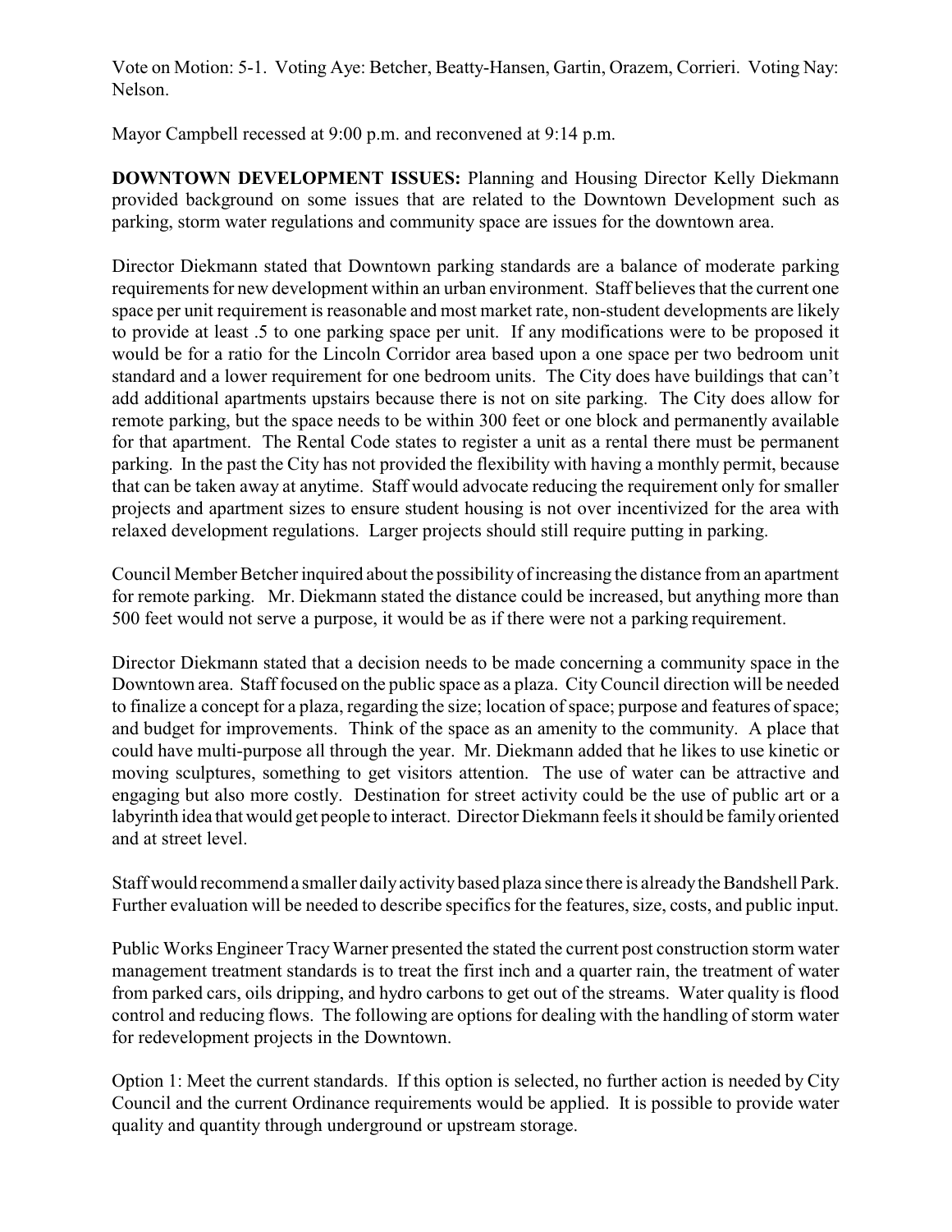Vote on Motion: 5-1. Voting Aye: Betcher, Beatty-Hansen, Gartin, Orazem, Corrieri. Voting Nay: Nelson.

Mayor Campbell recessed at 9:00 p.m. and reconvened at 9:14 p.m.

**DOWNTOWN DEVELOPMENT ISSUES:** Planning and Housing Director Kelly Diekmann provided background on some issues that are related to the Downtown Development such as parking, storm water regulations and community space are issues for the downtown area.

Director Diekmann stated that Downtown parking standards are a balance of moderate parking requirements for new development within an urban environment. Staff believes that the current one space per unit requirement is reasonable and most market rate, non-student developments are likely to provide at least .5 to one parking space per unit. If any modifications were to be proposed it would be for a ratio for the Lincoln Corridor area based upon a one space per two bedroom unit standard and a lower requirement for one bedroom units. The City does have buildings that can't add additional apartments upstairs because there is not on site parking. The City does allow for remote parking, but the space needs to be within 300 feet or one block and permanently available for that apartment. The Rental Code states to register a unit as a rental there must be permanent parking. In the past the City has not provided the flexibility with having a monthly permit, because that can be taken away at anytime. Staff would advocate reducing the requirement only for smaller projects and apartment sizes to ensure student housing is not over incentivized for the area with relaxed development regulations. Larger projects should still require putting in parking.

Council Member Betcher inquired about the possibility of increasing the distance from an apartment for remote parking. Mr. Diekmann stated the distance could be increased, but anything more than 500 feet would not serve a purpose, it would be as if there were not a parking requirement.

Director Diekmann stated that a decision needs to be made concerning a community space in the Downtown area. Staff focused on the public space as a plaza. City Council direction will be needed to finalize a concept for a plaza, regarding the size; location of space; purpose and features of space; and budget for improvements. Think of the space as an amenity to the community. A place that could have multi-purpose all through the year. Mr. Diekmann added that he likes to use kinetic or moving sculptures, something to get visitors attention. The use of water can be attractive and engaging but also more costly. Destination for street activity could be the use of public art or a labyrinth idea that would get people to interact. Director Diekmann feels it should be family oriented and at street level.

Staff would recommend a smaller daily activity based plaza since there is already the Bandshell Park. Further evaluation will be needed to describe specifics for the features, size, costs, and public input.

Public Works Engineer Tracy Warner presented the stated the current post construction storm water management treatment standards is to treat the first inch and a quarter rain, the treatment of water from parked cars, oils dripping, and hydro carbons to get out of the streams. Water quality is flood control and reducing flows. The following are options for dealing with the handling of storm water for redevelopment projects in the Downtown.

Option 1: Meet the current standards. If this option is selected, no further action is needed by City Council and the current Ordinance requirements would be applied. It is possible to provide water quality and quantity through underground or upstream storage.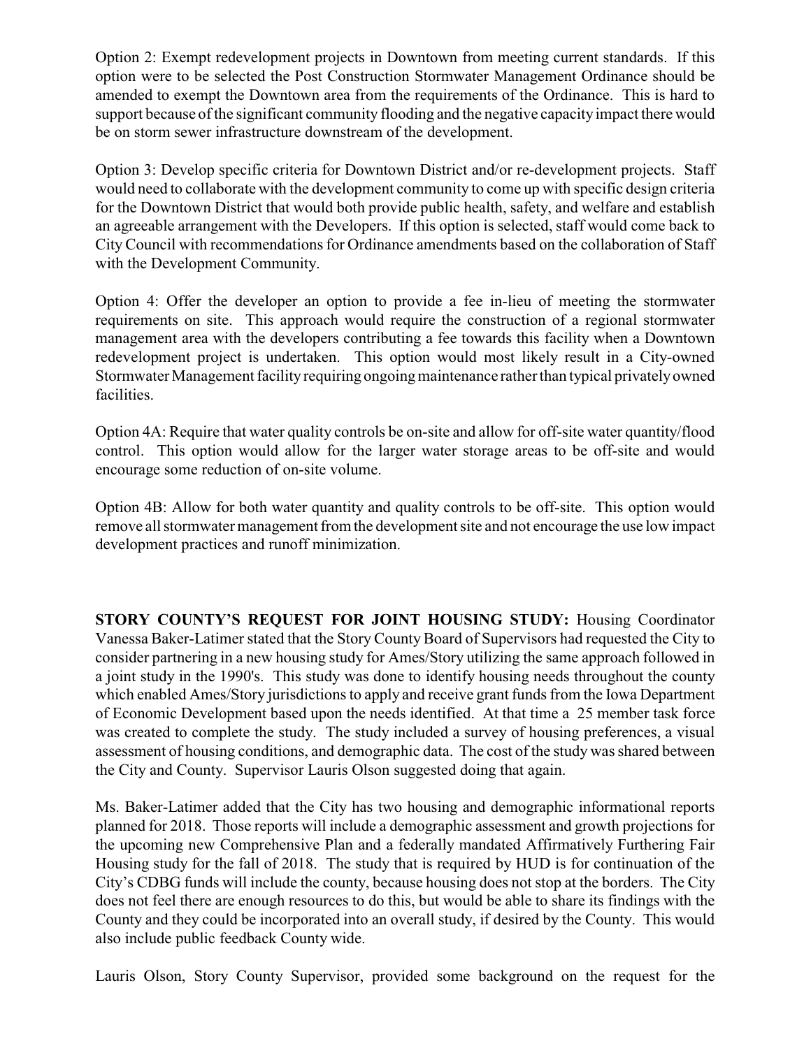Option 2: Exempt redevelopment projects in Downtown from meeting current standards. If this option were to be selected the Post Construction Stormwater Management Ordinance should be amended to exempt the Downtown area from the requirements of the Ordinance. This is hard to support because of the significant community flooding and the negative capacity impact there would be on storm sewer infrastructure downstream of the development.

Option 3: Develop specific criteria for Downtown District and/or re-development projects. Staff would need to collaborate with the development community to come up with specific design criteria for the Downtown District that would both provide public health, safety, and welfare and establish an agreeable arrangement with the Developers. If this option is selected, staff would come back to City Council with recommendations for Ordinance amendments based on the collaboration of Staff with the Development Community.

Option 4: Offer the developer an option to provide a fee in-lieu of meeting the stormwater requirements on site. This approach would require the construction of a regional stormwater management area with the developers contributing a fee towards this facility when a Downtown redevelopment project is undertaken. This option would most likely result in a City-owned Stormwater Management facility requiring ongoing maintenance rather than typical privately owned facilities.

Option 4A: Require that water quality controls be on-site and allow for off-site water quantity/flood control. This option would allow for the larger water storage areas to be off-site and would encourage some reduction of on-site volume.

Option 4B: Allow for both water quantity and quality controls to be off-site. This option would remove all stormwater management from the development site and not encourage the use low impact development practices and runoff minimization.

**STORY COUNTY'S REQUEST FOR JOINT HOUSING STUDY:** Housing Coordinator Vanessa Baker-Latimer stated that the Story County Board of Supervisors had requested the City to consider partnering in a new housing study for Ames/Story utilizing the same approach followed in a joint study in the 1990's. This study was done to identify housing needs throughout the county which enabled Ames/Story jurisdictions to apply and receive grant funds from the Iowa Department of Economic Development based upon the needs identified. At that time a 25 member task force was created to complete the study. The study included a survey of housing preferences, a visual assessment of housing conditions, and demographic data. The cost of the study was shared between the City and County. Supervisor Lauris Olson suggested doing that again.

Ms. Baker-Latimer added that the City has two housing and demographic informational reports planned for 2018. Those reports will include a demographic assessment and growth projections for the upcoming new Comprehensive Plan and a federally mandated Affirmatively Furthering Fair Housing study for the fall of 2018. The study that is required by HUD is for continuation of the City's CDBG funds will include the county, because housing does not stop at the borders. The City does not feel there are enough resources to do this, but would be able to share its findings with the County and they could be incorporated into an overall study, if desired by the County. This would also include public feedback County wide.

Lauris Olson, Story County Supervisor, provided some background on the request for the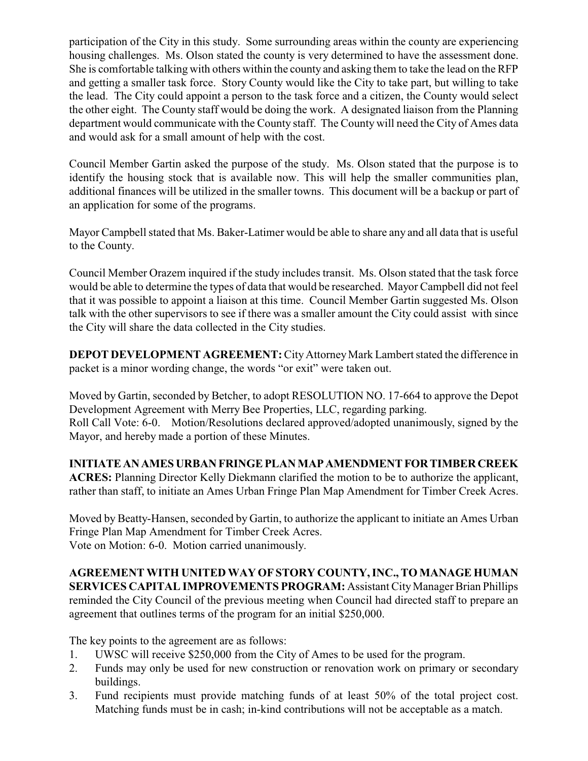participation of the City in this study. Some surrounding areas within the county are experiencing housing challenges. Ms. Olson stated the county is very determined to have the assessment done. She is comfortable talking with others within the county and asking them to take the lead on the RFP and getting a smaller task force. Story County would like the City to take part, but willing to take the lead. The City could appoint a person to the task force and a citizen, the County would select the other eight. The County staff would be doing the work. A designated liaison from the Planning department would communicate with the County staff. The County will need the City of Ames data and would ask for a small amount of help with the cost.

Council Member Gartin asked the purpose of the study. Ms. Olson stated that the purpose is to identify the housing stock that is available now. This will help the smaller communities plan, additional finances will be utilized in the smaller towns. This document will be a backup or part of an application for some of the programs.

Mayor Campbell stated that Ms. Baker-Latimer would be able to share any and all data that is useful to the County.

Council Member Orazem inquired if the study includes transit. Ms. Olson stated that the task force would be able to determine the types of data that would be researched. Mayor Campbell did not feel that it was possible to appoint a liaison at this time. Council Member Gartin suggested Ms. Olson talk with the other supervisors to see if there was a smaller amount the City could assist with since the City will share the data collected in the City studies.

**DEPOT DEVELOPMENT AGREEMENT:** City Attorney Mark Lambert stated the difference in packet is a minor wording change, the words "or exit" were taken out.

Moved by Gartin, seconded by Betcher, to adopt RESOLUTION NO. 17-664 to approve the Depot Development Agreement with Merry Bee Properties, LLC, regarding parking.
Roll Call Vote: 6-0. Motion/Resolutions declared approved/adopted unanimously, signed by the Mayor, and hereby made a portion of these Minutes.

**INITIATE AN AMES URBAN FRINGE PLAN MAP AMENDMENT FOR TIMBER CREEK ACRES:** Planning Director Kelly Diekmann clarified the motion to be to authorize the applicant, rather than staff, to initiate an Ames Urban Fringe Plan Map Amendment for Timber Creek Acres.

Moved by Beatty-Hansen, seconded by Gartin, to authorize the applicant to initiate an Ames Urban Fringe Plan Map Amendment for Timber Creek Acres.
Vote on Motion: 6-0. Motion carried unanimously.

**AGREEMENT WITH UNITED WAY OF STORY COUNTY, INC., TO MANAGE HUMAN SERVICES CAPITAL IMPROVEMENTS PROGRAM:** Assistant City Manager Brian Phillips reminded the City Council of the previous meeting when Council had directed staff to prepare an agreement that outlines terms of the program for an initial $250,000.

The key points to the agreement are as follows:

1. UWSC will receive $250,000 from the City of Ames to be used for the program.
2. Funds may only be used for new construction or renovation work on primary or secondary buildings.
3. Fund recipients must provide matching funds of at least 50% of the total project cost. Matching funds must be in cash; in-kind contributions will not be acceptable as a match.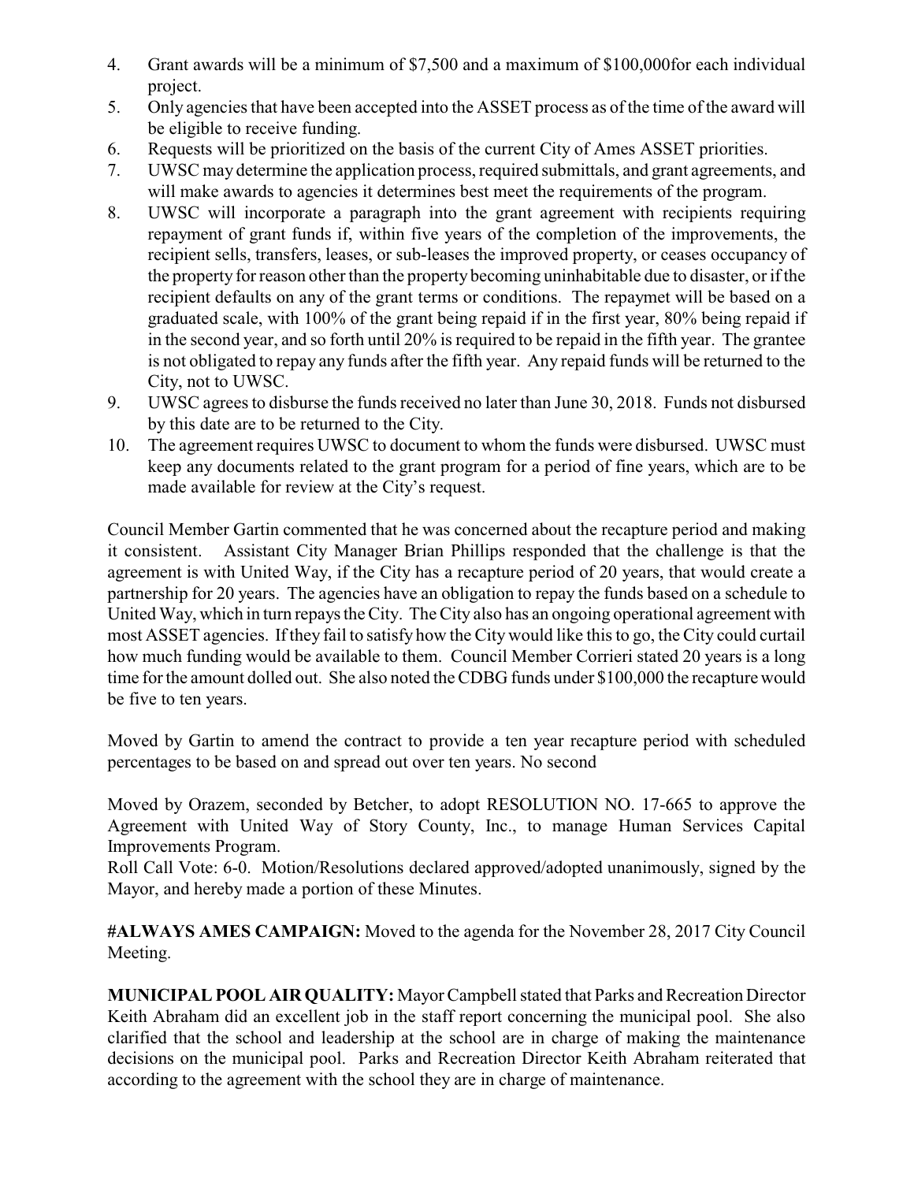4. Grant awards will be a minimum of $7,500 and a maximum of $100,000for each individual project.
5. Only agencies that have been accepted into the ASSET process as of the time of the award will be eligible to receive funding.
6. Requests will be prioritized on the basis of the current City of Ames ASSET priorities.
7. UWSC may determine the application process, required submittals, and grant agreements, and will make awards to agencies it determines best meet the requirements of the program.
8. UWSC will incorporate a paragraph into the grant agreement with recipients requiring repayment of grant funds if, within five years of the completion of the improvements, the recipient sells, transfers, leases, or sub-leases the improved property, or ceases occupancy of the property for reason other than the property becoming uninhabitable due to disaster, or if the recipient defaults on any of the grant terms or conditions. The repaymet will be based on a graduated scale, with 100% of the grant being repaid if in the first year, 80% being repaid if in the second year, and so forth until 20% is required to be repaid in the fifth year. The grantee is not obligated to repay any funds after the fifth year. Any repaid funds will be returned to the City, not to UWSC.
9. UWSC agrees to disburse the funds received no later than June 30, 2018. Funds not disbursed by this date are to be returned to the City.
10. The agreement requires UWSC to document to whom the funds were disbursed. UWSC must keep any documents related to the grant program for a period of fine years, which are to be made available for review at the City's request.

Council Member Gartin commented that he was concerned about the recapture period and making it consistent. Assistant City Manager Brian Phillips responded that the challenge is that the agreement is with United Way, if the City has a recapture period of 20 years, that would create a partnership for 20 years. The agencies have an obligation to repay the funds based on a schedule to United Way, which in turn repays the City. The City also has an ongoing operational agreement with most ASSET agencies. If they fail to satisfy how the City would like this to go, the City could curtail how much funding would be available to them. Council Member Corrieri stated 20 years is a long time for the amount dolled out. She also noted the CDBG funds under $100,000 the recapture would be five to ten years.

Moved by Gartin to amend the contract to provide a ten year recapture period with scheduled percentages to be based on and spread out over ten years. No second

Moved by Orazem, seconded by Betcher, to adopt RESOLUTION NO. 17-665 to approve the Agreement with United Way of Story County, Inc., to manage Human Services Capital Improvements Program.
Roll Call Vote: 6-0. Motion/Resolutions declared approved/adopted unanimously, signed by the Mayor, and hereby made a portion of these Minutes.

**#ALWAYS AMES CAMPAIGN:** Moved to the agenda for the November 28, 2017 City Council Meeting.

**MUNICIPAL POOL AIR QUALITY:** Mayor Campbell stated that Parks and Recreation Director Keith Abraham did an excellent job in the staff report concerning the municipal pool. She also clarified that the school and leadership at the school are in charge of making the maintenance decisions on the municipal pool. Parks and Recreation Director Keith Abraham reiterated that according to the agreement with the school they are in charge of maintenance.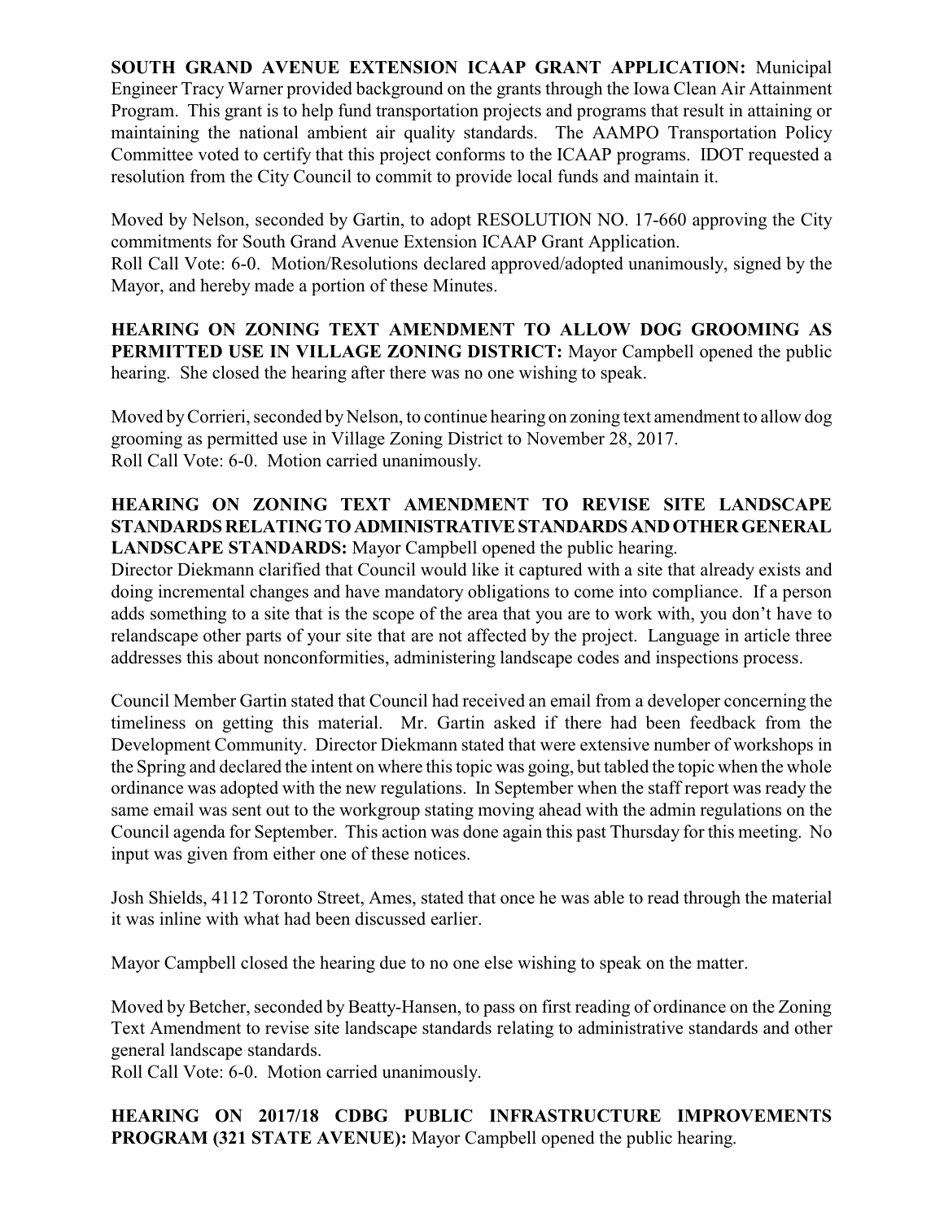**SOUTH GRAND AVENUE EXTENSION ICAAP GRANT APPLICATION:** Municipal Engineer Tracy Warner provided background on the grants through the Iowa Clean Air Attainment Program. This grant is to help fund transportation projects and programs that result in attaining or maintaining the national ambient air quality standards. The AAMPO Transportation Policy Committee voted to certify that this project conforms to the ICAAP programs. IDOT requested a resolution from the City Council to commit to provide local funds and maintain it.

Moved by Nelson, seconded by Gartin, to adopt RESOLUTION NO. 17-660 approving the City commitments for South Grand Avenue Extension ICAAP Grant Application.
Roll Call Vote: 6-0. Motion/Resolutions declared approved/adopted unanimously, signed by the Mayor, and hereby made a portion of these Minutes.

**HEARING ON ZONING TEXT AMENDMENT TO ALLOW DOG GROOMING AS PERMITTED USE IN VILLAGE ZONING DISTRICT:** Mayor Campbell opened the public hearing. She closed the hearing after there was no one wishing to speak.

Moved by Corrieri, seconded by Nelson, to continue hearing on zoning text amendment to allow dog grooming as permitted use in Village Zoning District to November 28, 2017.
Roll Call Vote: 6-0. Motion carried unanimously.

**HEARING ON ZONING TEXT AMENDMENT TO REVISE SITE LANDSCAPE STANDARDS RELATING TO ADMINISTRATIVE STANDARDS AND OTHER GENERAL LANDSCAPE STANDARDS:** Mayor Campbell opened the public hearing.
Director Diekmann clarified that Council would like it captured with a site that already exists and doing incremental changes and have mandatory obligations to come into compliance. If a person adds something to a site that is the scope of the area that you are to work with, you don't have to relandscape other parts of your site that are not affected by the project. Language in article three addresses this about nonconformities, administering landscape codes and inspections process.

Council Member Gartin stated that Council had received an email from a developer concerning the timeliness on getting this material. Mr. Gartin asked if there had been feedback from the Development Community. Director Diekmann stated that were extensive number of workshops in the Spring and declared the intent on where this topic was going, but tabled the topic when the whole ordinance was adopted with the new regulations. In September when the staff report was ready the same email was sent out to the workgroup stating moving ahead with the admin regulations on the Council agenda for September. This action was done again this past Thursday for this meeting. No input was given from either one of these notices.

Josh Shields, 4112 Toronto Street, Ames, stated that once he was able to read through the material it was inline with what had been discussed earlier.

Mayor Campbell closed the hearing due to no one else wishing to speak on the matter.

Moved by Betcher, seconded by Beatty-Hansen, to pass on first reading of ordinance on the Zoning Text Amendment to revise site landscape standards relating to administrative standards and other general landscape standards.
Roll Call Vote: 6-0. Motion carried unanimously.

**HEARING ON 2017/18 CDBG PUBLIC INFRASTRUCTURE IMPROVEMENTS PROGRAM (321 STATE AVENUE):** Mayor Campbell opened the public hearing.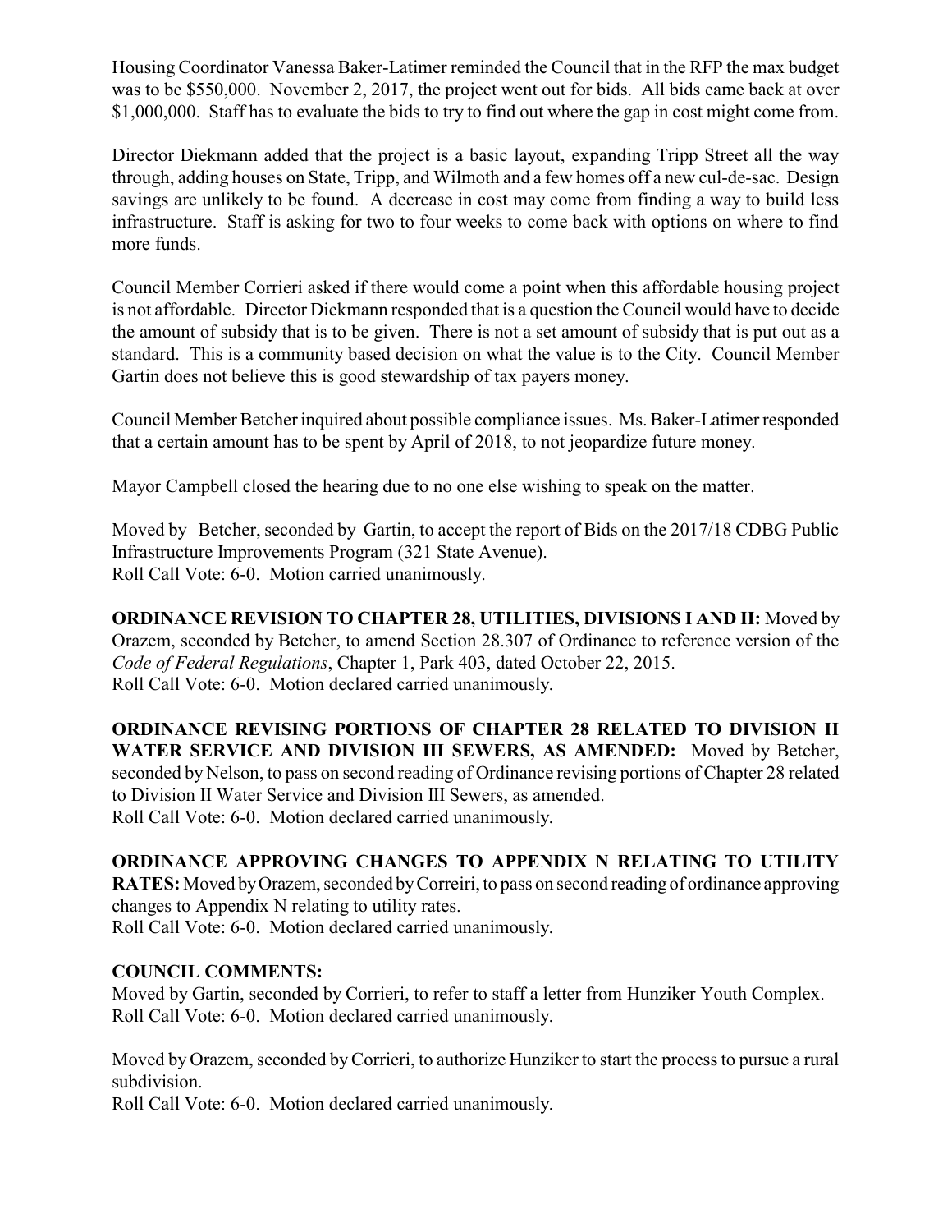Housing Coordinator Vanessa Baker-Latimer reminded the Council that in the RFP the max budget was to be $550,000. November 2, 2017, the project went out for bids. All bids came back at over $1,000,000. Staff has to evaluate the bids to try to find out where the gap in cost might come from.

Director Diekmann added that the project is a basic layout, expanding Tripp Street all the way through, adding houses on State, Tripp, and Wilmoth and a few homes off a new cul-de-sac. Design savings are unlikely to be found. A decrease in cost may come from finding a way to build less infrastructure. Staff is asking for two to four weeks to come back with options on where to find more funds.

Council Member Corrieri asked if there would come a point when this affordable housing project is not affordable. Director Diekmann responded that is a question the Council would have to decide the amount of subsidy that is to be given. There is not a set amount of subsidy that is put out as a standard. This is a community based decision on what the value is to the City. Council Member Gartin does not believe this is good stewardship of tax payers money.

Council Member Betcher inquired about possible compliance issues. Ms. Baker-Latimer responded that a certain amount has to be spent by April of 2018, to not jeopardize future money.

Mayor Campbell closed the hearing due to no one else wishing to speak on the matter.

Moved by Betcher, seconded by Gartin, to accept the report of Bids on the 2017/18 CDBG Public Infrastructure Improvements Program (321 State Avenue).
Roll Call Vote: 6-0. Motion carried unanimously.

**ORDINANCE REVISION TO CHAPTER 28, UTILITIES, DIVISIONS I AND II:** Moved by Orazem, seconded by Betcher, to amend Section 28.307 of Ordinance to reference version of the *Code of Federal Regulations*, Chapter 1, Park 403, dated October 22, 2015.
Roll Call Vote: 6-0. Motion declared carried unanimously.

**ORDINANCE REVISING PORTIONS OF CHAPTER 28 RELATED TO DIVISION II WATER SERVICE AND DIVISION III SEWERS, AS AMENDED:** Moved by Betcher, seconded by Nelson, to pass on second reading of Ordinance revising portions of Chapter 28 related to Division II Water Service and Division III Sewers, as amended.
Roll Call Vote: 6-0. Motion declared carried unanimously.

**ORDINANCE APPROVING CHANGES TO APPENDIX N RELATING TO UTILITY RATES:** Moved by Orazem, seconded by Correiri, to pass on second reading of ordinance approving changes to Appendix N relating to utility rates.
Roll Call Vote: 6-0. Motion declared carried unanimously.

**COUNCIL COMMENTS:**
Moved by Gartin, seconded by Corrieri, to refer to staff a letter from Hunziker Youth Complex.
Roll Call Vote: 6-0. Motion declared carried unanimously.

Moved by Orazem, seconded by Corrieri, to authorize Hunziker to start the process to pursue a rural subdivision.
Roll Call Vote: 6-0. Motion declared carried unanimously.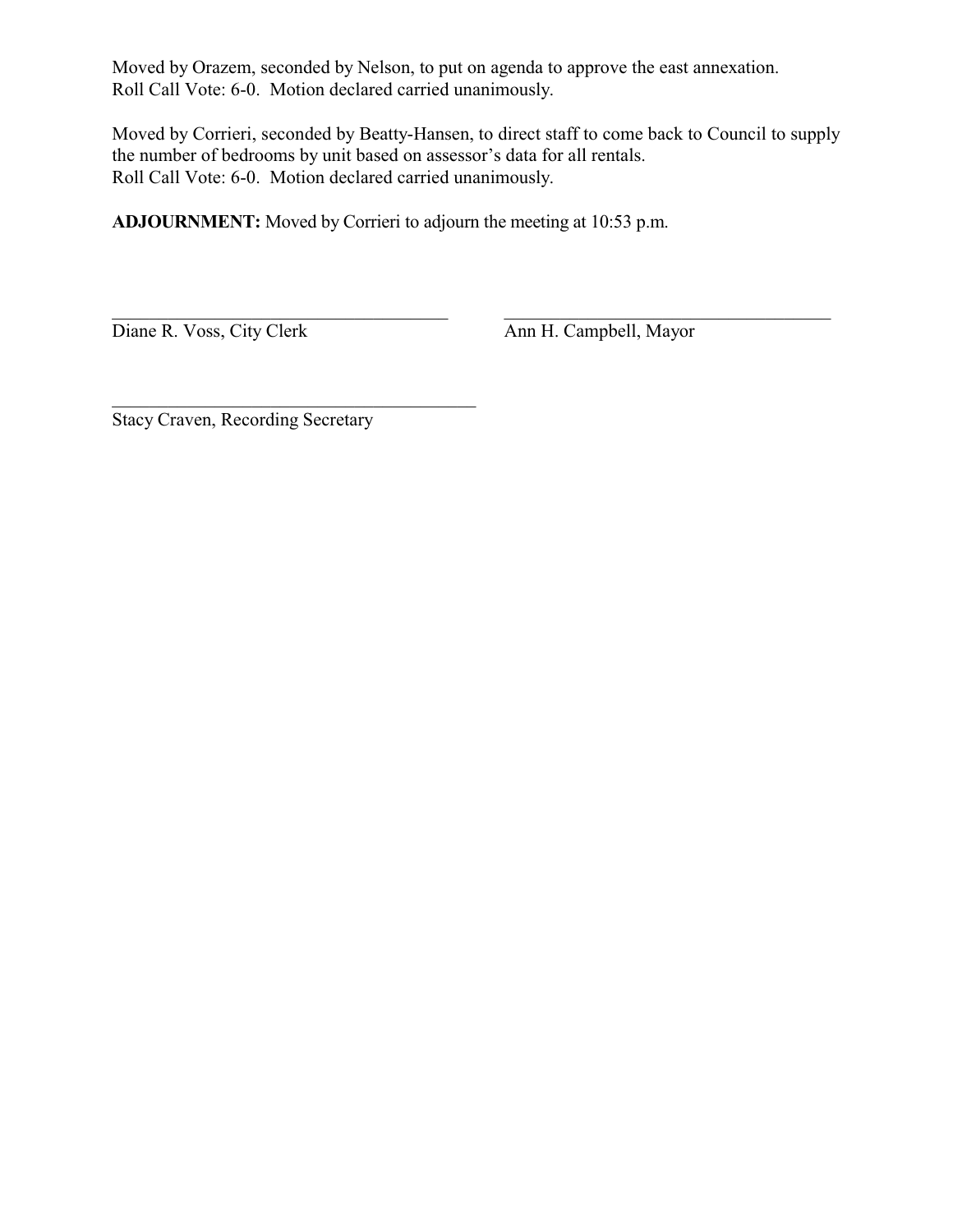Moved by Orazem, seconded by Nelson, to put on agenda to approve the east annexation.
Roll Call Vote: 6-0. Motion declared carried unanimously.

Moved by Corrieri, seconded by Beatty-Hansen, to direct staff to come back to Council to supply the number of bedrooms by unit based on assessor's data for all rentals.
Roll Call Vote: 6-0. Motion declared carried unanimously.

**ADJOURNMENT:** Moved by Corrieri to adjourn the meeting at 10:53 p.m.

\_\_\_\_\_\_\_\_\_\_\_\_\_\_\_\_\_\_\_\_\_\_\_\_\_\_\_\_\_\_\_\_\_\_\_
Diane R. Voss, City Clerk

\_\_\_\_\_\_\_\_\_\_\_\_\_\_\_\_\_\_\_\_\_\_\_\_\_\_\_\_\_\_\_\_\_\_\_
Ann H. Campbell, Mayor

\_\_\_\_\_\_\_\_\_\_\_\_\_\_\_\_\_\_\_\_\_\_\_\_\_\_\_\_\_\_\_\_\_\_\_
Stacy Craven, Recording Secretary